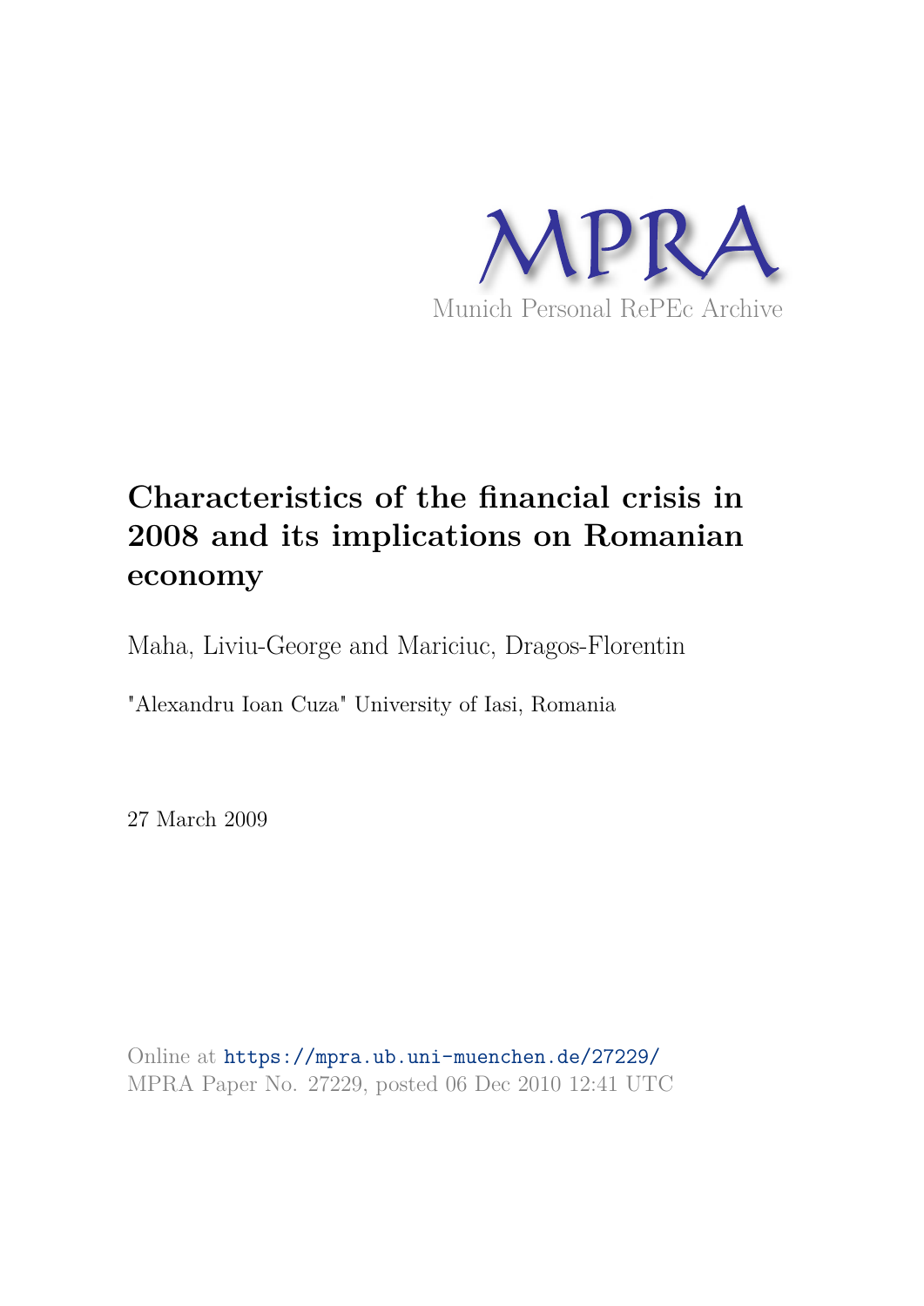MPRA

Munich Personal RePEc Archive

# Characteristics of the financial crisis in 2008 and its implications on Romanian economy

Maha, Liviu-George and Mariciuc, Dragos-Florentin

"Alexandru Ioan Cuza" University of Iasi, Romania

27 March 2009

Online at https://mpra.ub.uni-muenchen.de/27229/
MPRA Paper No. 27229, posted 06 Dec 2010 12:41 UTC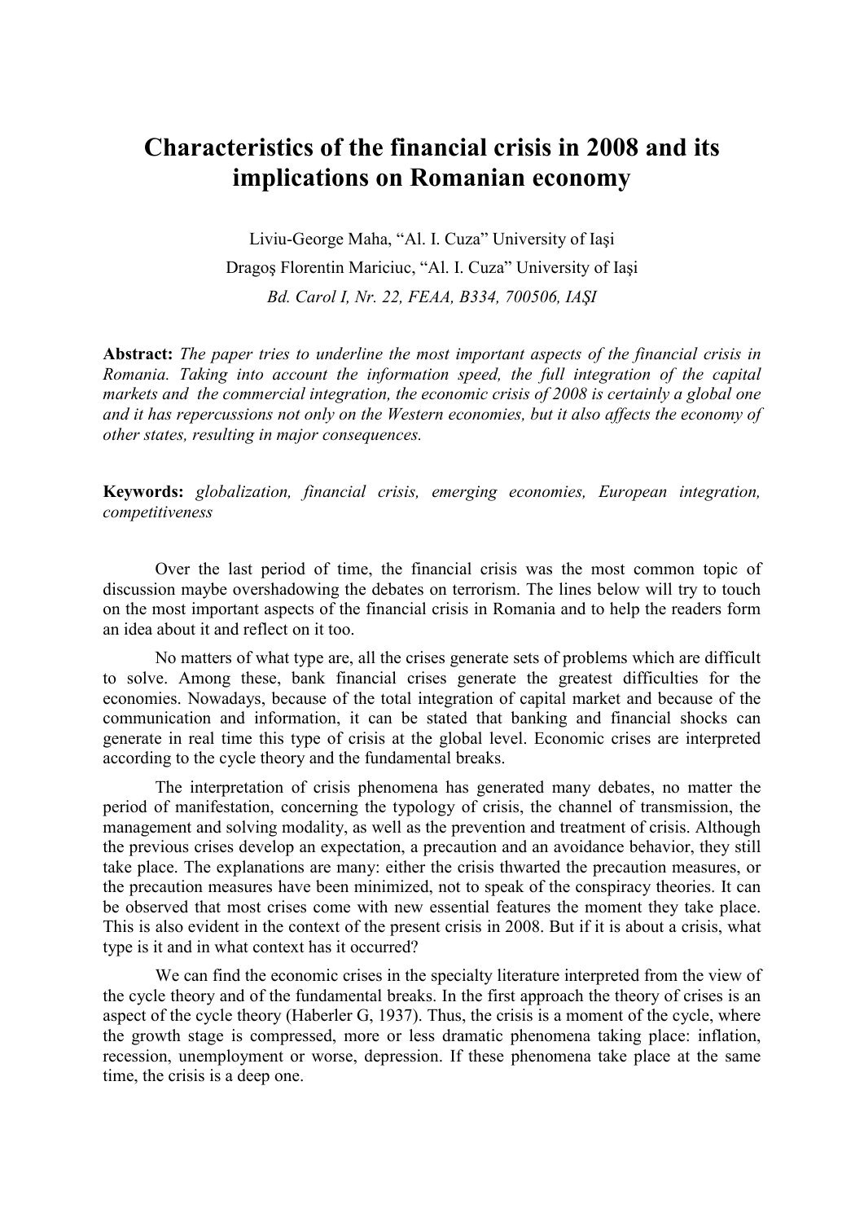# Characteristics of the financial crisis in 2008 and its implications on Romanian economy

Liviu-George Maha, "Al. I. Cuza" University of Iaşi

Dragoş Florentin Mariciuc, "Al. I. Cuza" University of Iaşi

*Bd. Carol I, Nr. 22, FEAA, B334, 700506, IAŞI*

**Abstract:** *The paper tries to underline the most important aspects of the financial crisis in Romania. Taking into account the information speed, the full integration of the capital markets and the commercial integration, the economic crisis of 2008 is certainly a global one and it has repercussions not only on the Western economies, but it also affects the economy of other states, resulting in major consequences.*

**Keywords:** *globalization, financial crisis, emerging economies, European integration, competitiveness*

Over the last period of time, the financial crisis was the most common topic of discussion maybe overshadowing the debates on terrorism. The lines below will try to touch on the most important aspects of the financial crisis in Romania and to help the readers form an idea about it and reflect on it too.

No matters of what type are, all the crises generate sets of problems which are difficult to solve. Among these, bank financial crises generate the greatest difficulties for the economies. Nowadays, because of the total integration of capital market and because of the communication and information, it can be stated that banking and financial shocks can generate in real time this type of crisis at the global level. Economic crises are interpreted according to the cycle theory and the fundamental breaks.

The interpretation of crisis phenomena has generated many debates, no matter the period of manifestation, concerning the typology of crisis, the channel of transmission, the management and solving modality, as well as the prevention and treatment of crisis. Although the previous crises develop an expectation, a precaution and an avoidance behavior, they still take place. The explanations are many: either the crisis thwarted the precaution measures, or the precaution measures have been minimized, not to speak of the conspiracy theories. It can be observed that most crises come with new essential features the moment they take place. This is also evident in the context of the present crisis in 2008. But if it is about a crisis, what type is it and in what context has it occurred?

We can find the economic crises in the specialty literature interpreted from the view of the cycle theory and of the fundamental breaks. In the first approach the theory of crises is an aspect of the cycle theory (Haberler G, 1937). Thus, the crisis is a moment of the cycle, where the growth stage is compressed, more or less dramatic phenomena taking place: inflation, recession, unemployment or worse, depression. If these phenomena take place at the same time, the crisis is a deep one.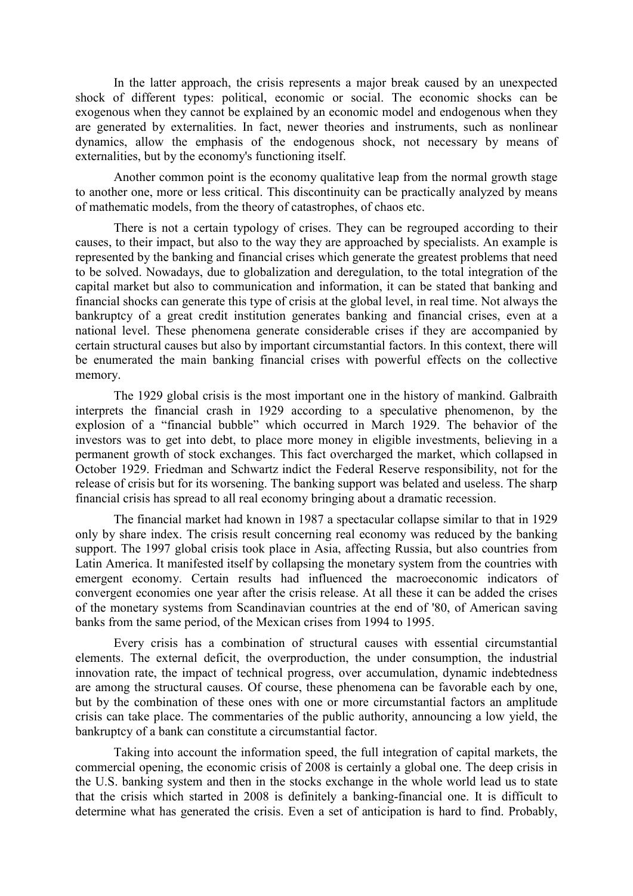In the latter approach, the crisis represents a major break caused by an unexpected shock of different types: political, economic or social. The economic shocks can be exogenous when they cannot be explained by an economic model and endogenous when they are generated by externalities. In fact, newer theories and instruments, such as nonlinear dynamics, allow the emphasis of the endogenous shock, not necessary by means of externalities, but by the economy's functioning itself.

Another common point is the economy qualitative leap from the normal growth stage to another one, more or less critical. This discontinuity can be practically analyzed by means of mathematic models, from the theory of catastrophes, of chaos etc.

There is not a certain typology of crises. They can be regrouped according to their causes, to their impact, but also to the way they are approached by specialists. An example is represented by the banking and financial crises which generate the greatest problems that need to be solved. Nowadays, due to globalization and deregulation, to the total integration of the capital market but also to communication and information, it can be stated that banking and financial shocks can generate this type of crisis at the global level, in real time. Not always the bankruptcy of a great credit institution generates banking and financial crises, even at a national level. These phenomena generate considerable crises if they are accompanied by certain structural causes but also by important circumstantial factors. In this context, there will be enumerated the main banking financial crises with powerful effects on the collective memory.

The 1929 global crisis is the most important one in the history of mankind. Galbraith interprets the financial crash in 1929 according to a speculative phenomenon, by the explosion of a "financial bubble" which occurred in March 1929. The behavior of the investors was to get into debt, to place more money in eligible investments, believing in a permanent growth of stock exchanges. This fact overcharged the market, which collapsed in October 1929. Friedman and Schwartz indict the Federal Reserve responsibility, not for the release of crisis but for its worsening. The banking support was belated and useless. The sharp financial crisis has spread to all real economy bringing about a dramatic recession.

The financial market had known in 1987 a spectacular collapse similar to that in 1929 only by share index. The crisis result concerning real economy was reduced by the banking support. The 1997 global crisis took place in Asia, affecting Russia, but also countries from Latin America. It manifested itself by collapsing the monetary system from the countries with emergent economy. Certain results had influenced the macroeconomic indicators of convergent economies one year after the crisis release. At all these it can be added the crises of the monetary systems from Scandinavian countries at the end of '80, of American saving banks from the same period, of the Mexican crises from 1994 to 1995.

Every crisis has a combination of structural causes with essential circumstantial elements. The external deficit, the overproduction, the under consumption, the industrial innovation rate, the impact of technical progress, over accumulation, dynamic indebtedness are among the structural causes. Of course, these phenomena can be favorable each by one, but by the combination of these ones with one or more circumstantial factors an amplitude crisis can take place. The commentaries of the public authority, announcing a low yield, the bankruptcy of a bank can constitute a circumstantial factor.

Taking into account the information speed, the full integration of capital markets, the commercial opening, the economic crisis of 2008 is certainly a global one. The deep crisis in the U.S. banking system and then in the stocks exchange in the whole world lead us to state that the crisis which started in 2008 is definitely a banking-financial one. It is difficult to determine what has generated the crisis. Even a set of anticipation is hard to find. Probably,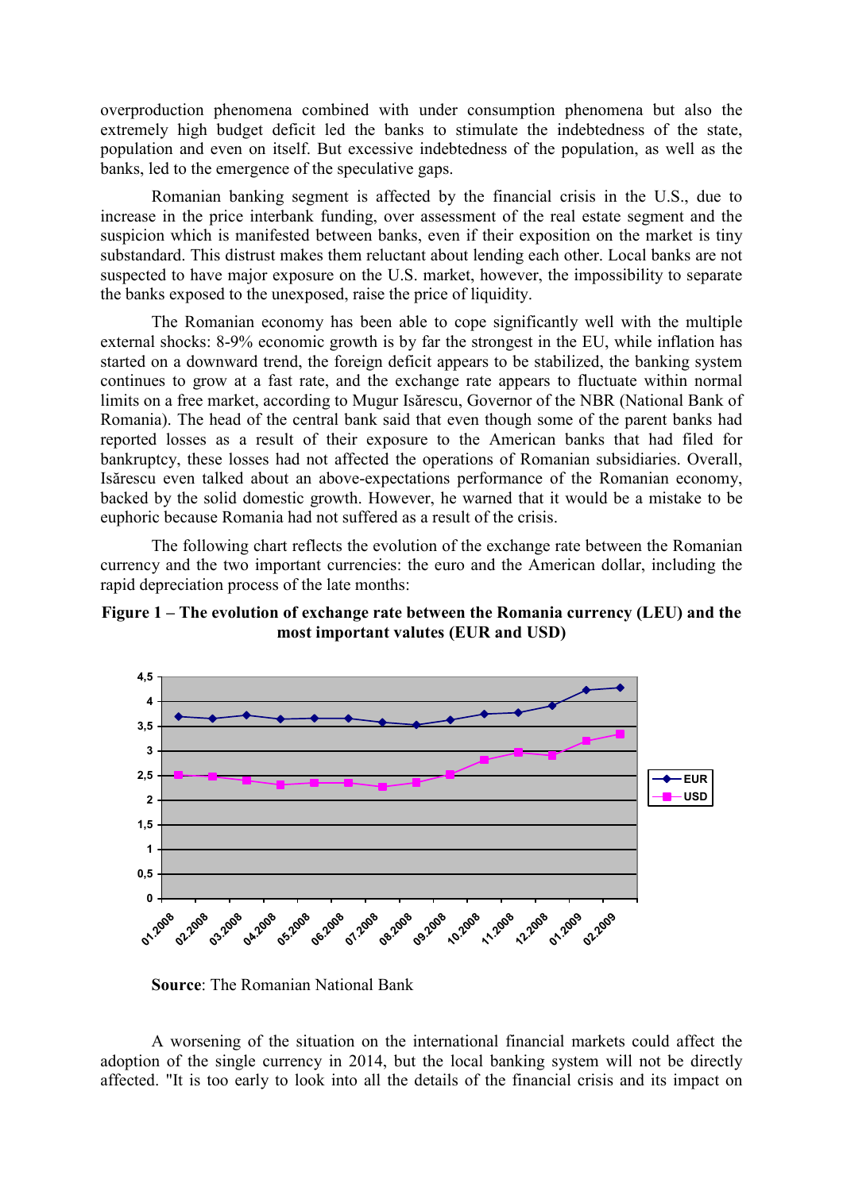overproduction phenomena combined with under consumption phenomena but also the extremely high budget deficit led the banks to stimulate the indebtedness of the state, population and even on itself. But excessive indebtedness of the population, as well as the banks, led to the emergence of the speculative gaps.

Romanian banking segment is affected by the financial crisis in the U.S., due to increase in the price interbank funding, over assessment of the real estate segment and the suspicion which is manifested between banks, even if their exposition on the market is tiny substandard. This distrust makes them reluctant about lending each other. Local banks are not suspected to have major exposure on the U.S. market, however, the impossibility to separate the banks exposed to the unexposed, raise the price of liquidity.

The Romanian economy has been able to cope significantly well with the multiple external shocks: 8-9% economic growth is by far the strongest in the EU, while inflation has started on a downward trend, the foreign deficit appears to be stabilized, the banking system continues to grow at a fast rate, and the exchange rate appears to fluctuate within normal limits on a free market, according to Mugur Isărescu, Governor of the NBR (National Bank of Romania). The head of the central bank said that even though some of the parent banks had reported losses as a result of their exposure to the American banks that had filed for bankruptcy, these losses had not affected the operations of Romanian subsidiaries. Overall, Isărescu even talked about an above-expectations performance of the Romanian economy, backed by the solid domestic growth. However, he warned that it would be a mistake to be euphoric because Romania had not suffered as a result of the crisis.

The following chart reflects the evolution of the exchange rate between the Romanian currency and the two important currencies: the euro and the American dollar, including the rapid depreciation process of the late months:

**Figure 1 – The evolution of exchange rate between the Romania currency (LEU) and the most important valutes (EUR and USD)**

4,5
4
3,5
3
2,5
2
1,5
1
0,5
0

01.2008 02.2008 03.2008 04.2008 05.2008 06.2008 07.2008 08.2008 09.2008 10.2008 11.2008 12.2008 01.2009 02.2009

EUR
USD

**Source**: The Romanian National Bank

A worsening of the situation on the international financial markets could affect the adoption of the single currency in 2014, but the local banking system will not be directly affected. "It is too early to look into all the details of the financial crisis and its impact on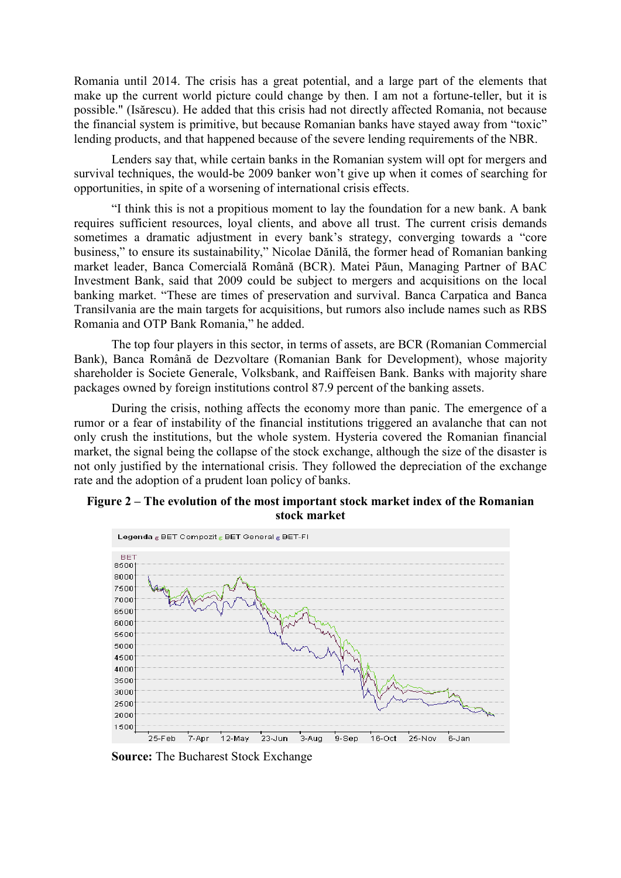Romania until 2014. The crisis has a great potential, and a large part of the elements that make up the current world picture could change by then. I am not a fortune-teller, but it is possible." (Isărescu). He added that this crisis had not directly affected Romania, not because the financial system is primitive, but because Romanian banks have stayed away from "toxic" lending products, and that happened because of the severe lending requirements of the NBR.

Lenders say that, while certain banks in the Romanian system will opt for mergers and survival techniques, the would-be 2009 banker won't give up when it comes of searching for opportunities, in spite of a worsening of international crisis effects.

"I think this is not a propitious moment to lay the foundation for a new bank. A bank requires sufficient resources, loyal clients, and above all trust. The current crisis demands sometimes a dramatic adjustment in every bank's strategy, converging towards a "core business," to ensure its sustainability," Nicolae Dănilă, the former head of Romanian banking market leader, Banca Comercială Română (BCR). Matei Păun, Managing Partner of BAC Investment Bank, said that 2009 could be subject to mergers and acquisitions on the local banking market. "These are times of preservation and survival. Banca Carpatica and Banca Transilvania are the main targets for acquisitions, but rumors also include names such as RBS Romania and OTP Bank Romania," he added.

The top four players in this sector, in terms of assets, are BCR (Romanian Commercial Bank), Banca Română de Dezvoltare (Romanian Bank for Development), whose majority shareholder is Societe Generale, Volksbank, and Raiffeisen Bank. Banks with majority share packages owned by foreign institutions control 87.9 percent of the banking assets.

During the crisis, nothing affects the economy more than panic. The emergence of a rumor or a fear of instability of the financial institutions triggered an avalanche that can not only crush the institutions, but the whole system. Hysteria covered the Romanian financial market, the signal being the collapse of the stock exchange, although the size of the disaster is not only justified by the international crisis. They followed the depreciation of the exchange rate and the adoption of a prudent loan policy of banks.

**Figure 2 – The evolution of the most important stock market index of the Romanian stock market**

**Source:** The Bucharest Stock Exchange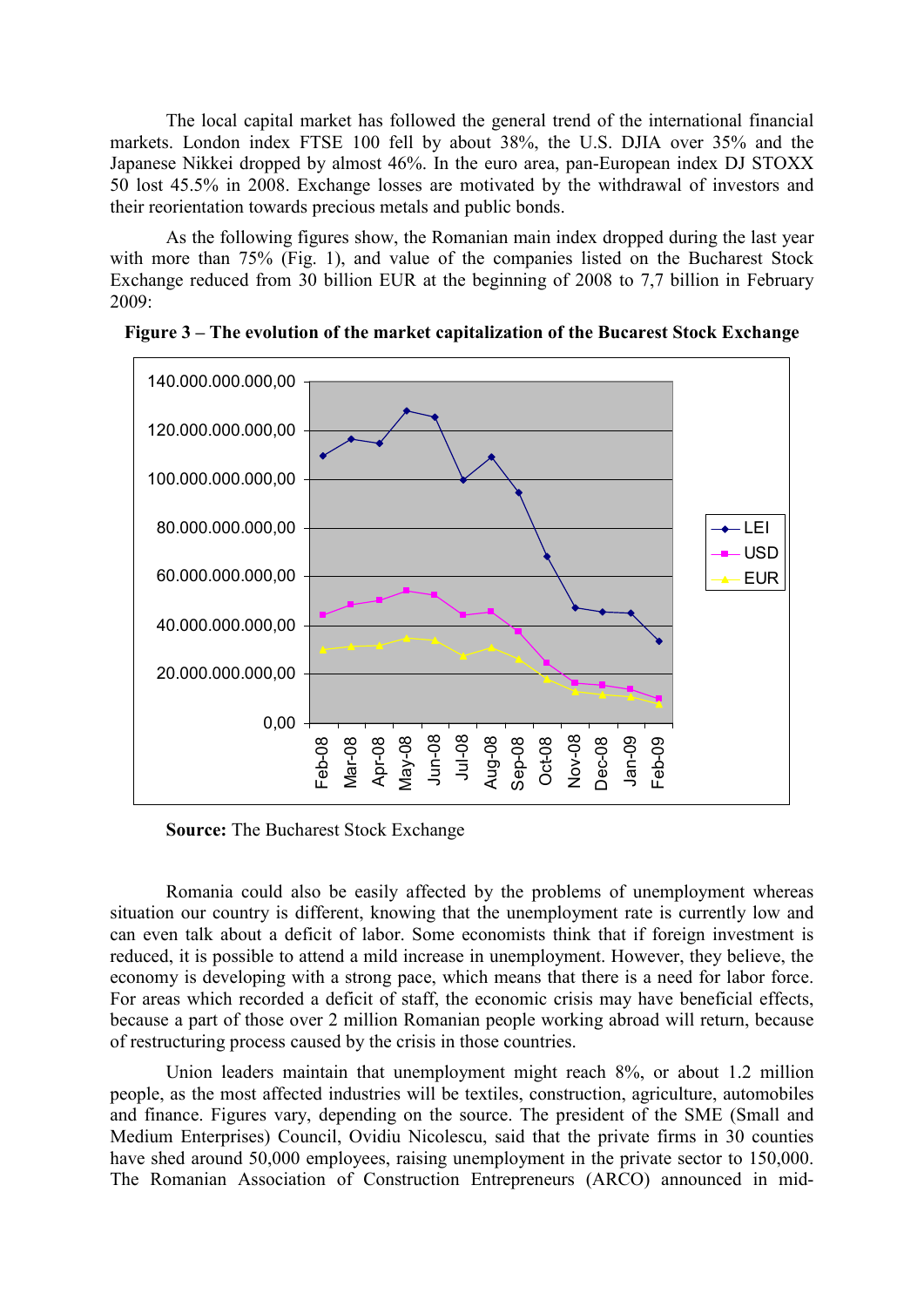The local capital market has followed the general trend of the international financial markets. London index FTSE 100 fell by about 38%, the U.S. DJIA over 35% and the Japanese Nikkei dropped by almost 46%. In the euro area, pan-European index DJ STOXX 50 lost 45.5% in 2008. Exchange losses are motivated by the withdrawal of investors and their reorientation towards precious metals and public bonds.

As the following figures show, the Romanian main index dropped during the last year with more than 75% (Fig. 1), and value of the companies listed on the Bucharest Stock Exchange reduced from 30 billion EUR at the beginning of 2008 to 7,7 billion in February 2009:

**Figure 3 – The evolution of the market capitalization of the Bucarest Stock Exchange**

140.000.000.000,00
120.000.000.000,00
100.000.000.000,00
80.000.000.000,00
60.000.000.000,00
40.000.000.000,00
20.000.000.000,00
0,00

Feb-08 Mar-08 Apr-08 May-08 Jun-08 Jul-08 Aug-08 Sep-08 Oct-08 Nov-08 Dec-08 Jan-09 Feb-09

LEI
USD
EUR

**Source:** The Bucharest Stock Exchange

Romania could also be easily affected by the problems of unemployment whereas situation our country is different, knowing that the unemployment rate is currently low and can even talk about a deficit of labor. Some economists think that if foreign investment is reduced, it is possible to attend a mild increase in unemployment. However, they believe, the economy is developing with a strong pace, which means that there is a need for labor force. For areas which recorded a deficit of staff, the economic crisis may have beneficial effects, because a part of those over 2 million Romanian people working abroad will return, because of restructuring process caused by the crisis in those countries.

Union leaders maintain that unemployment might reach 8%, or about 1.2 million people, as the most affected industries will be textiles, construction, agriculture, automobiles and finance. Figures vary, depending on the source. The president of the SME (Small and Medium Enterprises) Council, Ovidiu Nicolescu, said that the private firms in 30 counties have shed around 50,000 employees, raising unemployment in the private sector to 150,000. The Romanian Association of Construction Entrepreneurs (ARCO) announced in mid-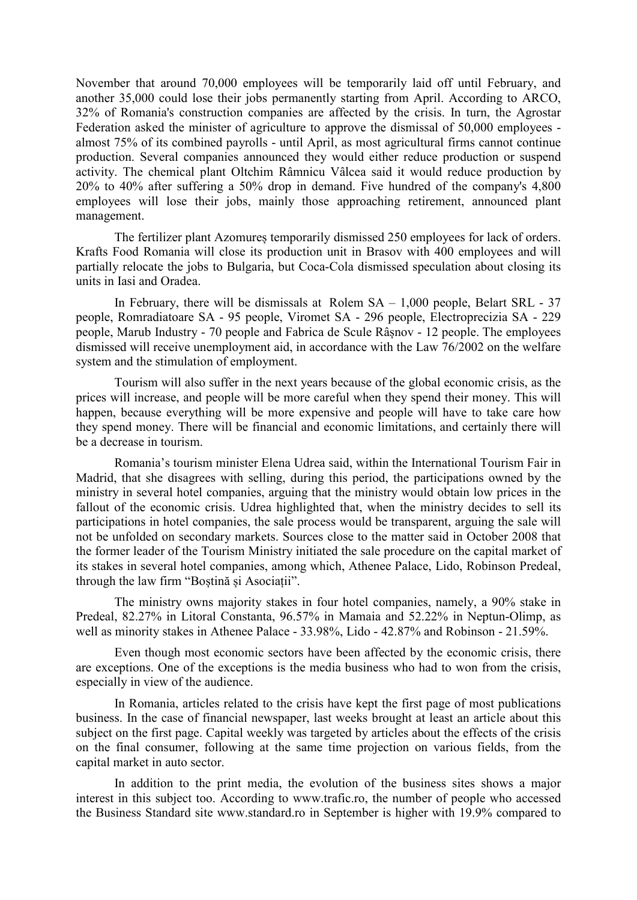November that around 70,000 employees will be temporarily laid off until February, and another 35,000 could lose their jobs permanently starting from April. According to ARCO, 32% of Romania's construction companies are affected by the crisis. In turn, the Agrostar Federation asked the minister of agriculture to approve the dismissal of 50,000 employees - almost 75% of its combined payrolls - until April, as most agricultural firms cannot continue production. Several companies announced they would either reduce production or suspend activity. The chemical plant Oltchim Râmnicu Vâlcea said it would reduce production by 20% to 40% after suffering a 50% drop in demand. Five hundred of the company's 4,800 employees will lose their jobs, mainly those approaching retirement, announced plant management.

The fertilizer plant Azomureș temporarily dismissed 250 employees for lack of orders. Krafts Food Romania will close its production unit in Brasov with 400 employees and will partially relocate the jobs to Bulgaria, but Coca-Cola dismissed speculation about closing its units in Iasi and Oradea.

In February, there will be dismissals at Rolem SA – 1,000 people, Belart SRL - 37 people, Romradiatoare SA - 95 people, Viromet SA - 296 people, Electroprecizia SA - 229 people, Marub Industry - 70 people and Fabrica de Scule Râșnov - 12 people. The employees dismissed will receive unemployment aid, in accordance with the Law 76/2002 on the welfare system and the stimulation of employment.

Tourism will also suffer in the next years because of the global economic crisis, as the prices will increase, and people will be more careful when they spend their money. This will happen, because everything will be more expensive and people will have to take care how they spend money. There will be financial and economic limitations, and certainly there will be a decrease in tourism.

Romania's tourism minister Elena Udrea said, within the International Tourism Fair in Madrid, that she disagrees with selling, during this period, the participations owned by the ministry in several hotel companies, arguing that the ministry would obtain low prices in the fallout of the economic crisis. Udrea highlighted that, when the ministry decides to sell its participations in hotel companies, the sale process would be transparent, arguing the sale will not be unfolded on secondary markets. Sources close to the matter said in October 2008 that the former leader of the Tourism Ministry initiated the sale procedure on the capital market of its stakes in several hotel companies, among which, Athenee Palace, Lido, Robinson Predeal, through the law firm "Boștină și Asociații".

The ministry owns majority stakes in four hotel companies, namely, a 90% stake in Predeal, 82.27% in Litoral Constanta, 96.57% in Mamaia and 52.22% in Neptun-Olimp, as well as minority stakes in Athenee Palace - 33.98%, Lido - 42.87% and Robinson - 21.59%.

Even though most economic sectors have been affected by the economic crisis, there are exceptions. One of the exceptions is the media business who had to won from the crisis, especially in view of the audience.

In Romania, articles related to the crisis have kept the first page of most publications business. In the case of financial newspaper, last weeks brought at least an article about this subject on the first page. Capital weekly was targeted by articles about the effects of the crisis on the final consumer, following at the same time projection on various fields, from the capital market in auto sector.

In addition to the print media, the evolution of the business sites shows a major interest in this subject too. According to www.trafic.ro, the number of people who accessed the Business Standard site www.standard.ro in September is higher with 19.9% compared to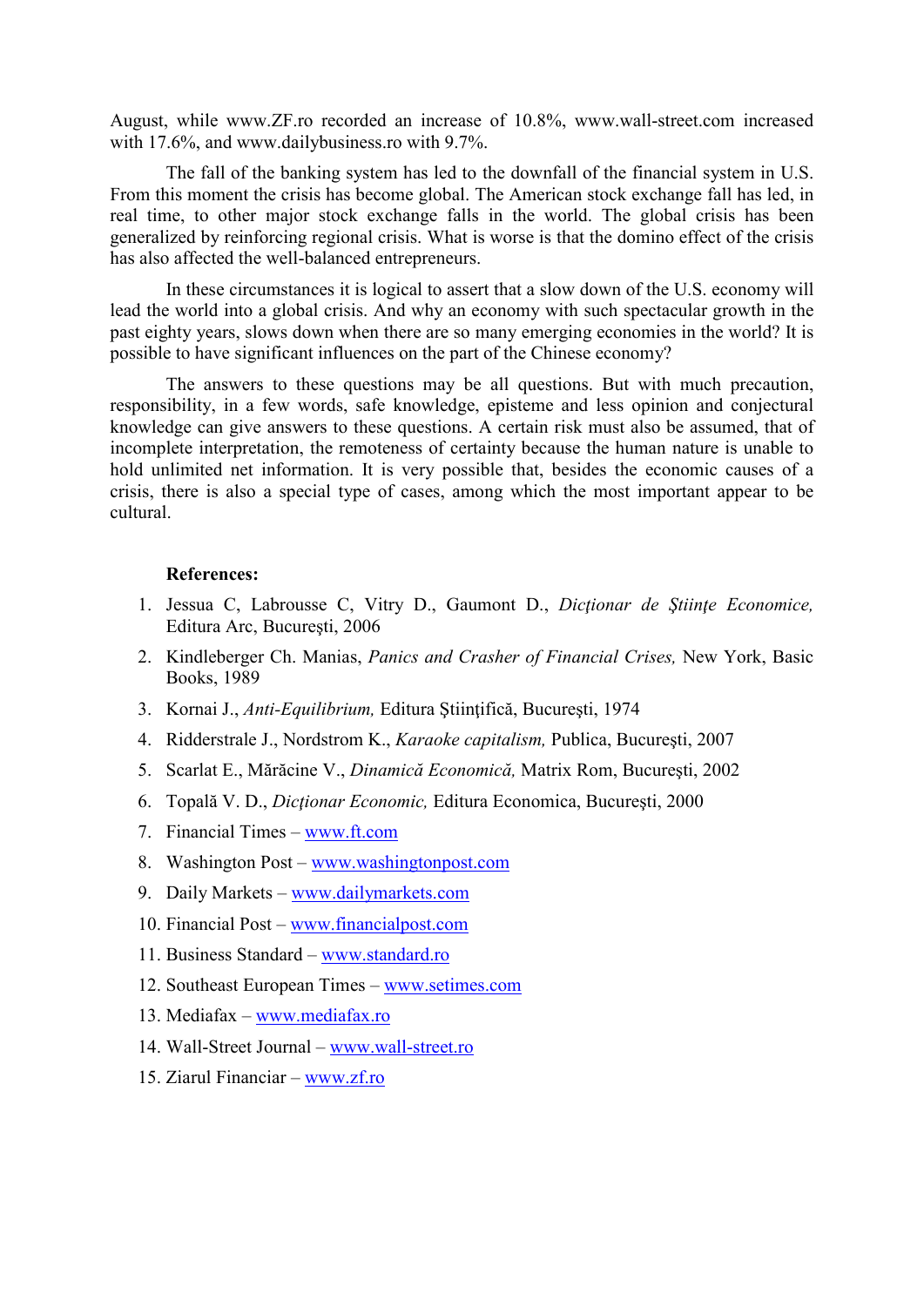August, while www.ZF.ro recorded an increase of 10.8%, www.wall-street.com increased with 17.6%, and www.dailybusiness.ro with 9.7%.

The fall of the banking system has led to the downfall of the financial system in U.S. From this moment the crisis has become global. The American stock exchange fall has led, in real time, to other major stock exchange falls in the world. The global crisis has been generalized by reinforcing regional crisis. What is worse is that the domino effect of the crisis has also affected the well-balanced entrepreneurs.

In these circumstances it is logical to assert that a slow down of the U.S. economy will lead the world into a global crisis. And why an economy with such spectacular growth in the past eighty years, slows down when there are so many emerging economies in the world? It is possible to have significant influences on the part of the Chinese economy?

The answers to these questions may be all questions. But with much precaution, responsibility, in a few words, safe knowledge, episteme and less opinion and conjectural knowledge can give answers to these questions. A certain risk must also be assumed, that of incomplete interpretation, the remoteness of certainty because the human nature is unable to hold unlimited net information. It is very possible that, besides the economic causes of a crisis, there is also a special type of cases, among which the most important appear to be cultural.

**References:**

1. Jessua C, Labrousse C, Vitry D., Gaumont D., *Dicţionar de Ştiinţe Economice,* Editura Arc, Bucureşti, 2006
2. Kindleberger Ch. Manias, *Panics and Crasher of Financial Crises,* New York, Basic Books, 1989
3. Kornai J., *Anti-Equilibrium,* Editura Ştiinţifică, Bucureşti, 1974
4. Ridderstrale J., Nordstrom K., *Karaoke capitalism,* Publica, Bucureşti, 2007
5. Scarlat E., Mărăcine V., *Dinamică Economică,* Matrix Rom, Bucureşti, 2002
6. Topală V. D., *Dicţionar Economic,* Editura Economica, Bucureşti, 2000
7. Financial Times – www.ft.com
8. Washington Post – www.washingtonpost.com
9. Daily Markets – www.dailymarkets.com
10. Financial Post – www.financialpost.com
11. Business Standard – www.standard.ro
12. Southeast European Times – www.setimes.com
13. Mediafax – www.mediafax.ro
14. Wall-Street Journal – www.wall-street.ro
15. Ziarul Financiar – www.zf.ro